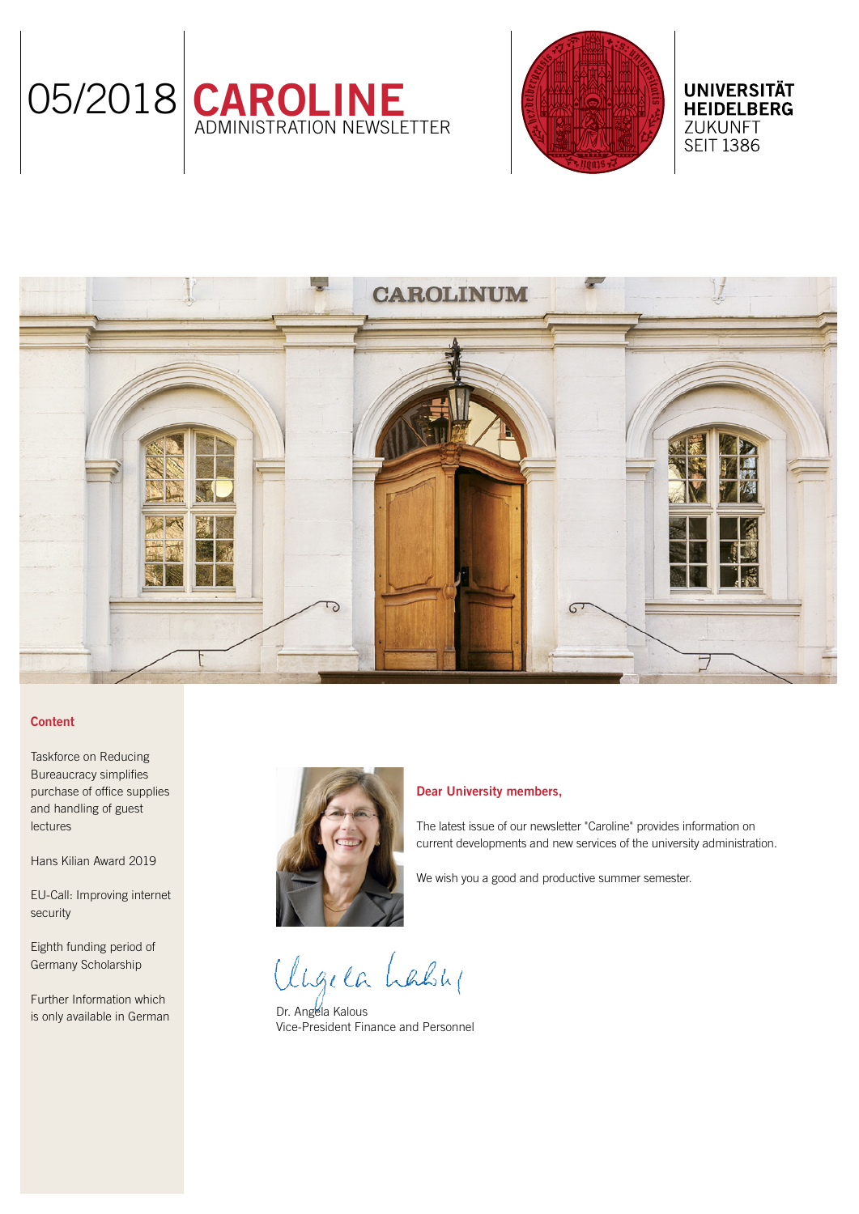05/2018 **CAROLINE**
ADMINISTRATION NEWSLETTER

**UNIVERSITÄT HEIDELBERG**
ZUKUNFT
SEIT 1386

## Content

- Taskforce on Reducing Bureaucracy simplifies purchase of office supplies and handling of guest lectures
- Hans Kilian Award 2019
- EU-Call: Improving internet security
- Eighth funding period of Germany Scholarship
- Further Information which is only available in German

**Dear University members,**

The latest issue of our newsletter "Caroline" provides information on current developments and new services of the university administration.

We wish you a good and productive summer semester.

Dr. Angela Kalous
Vice-President Finance and Personnel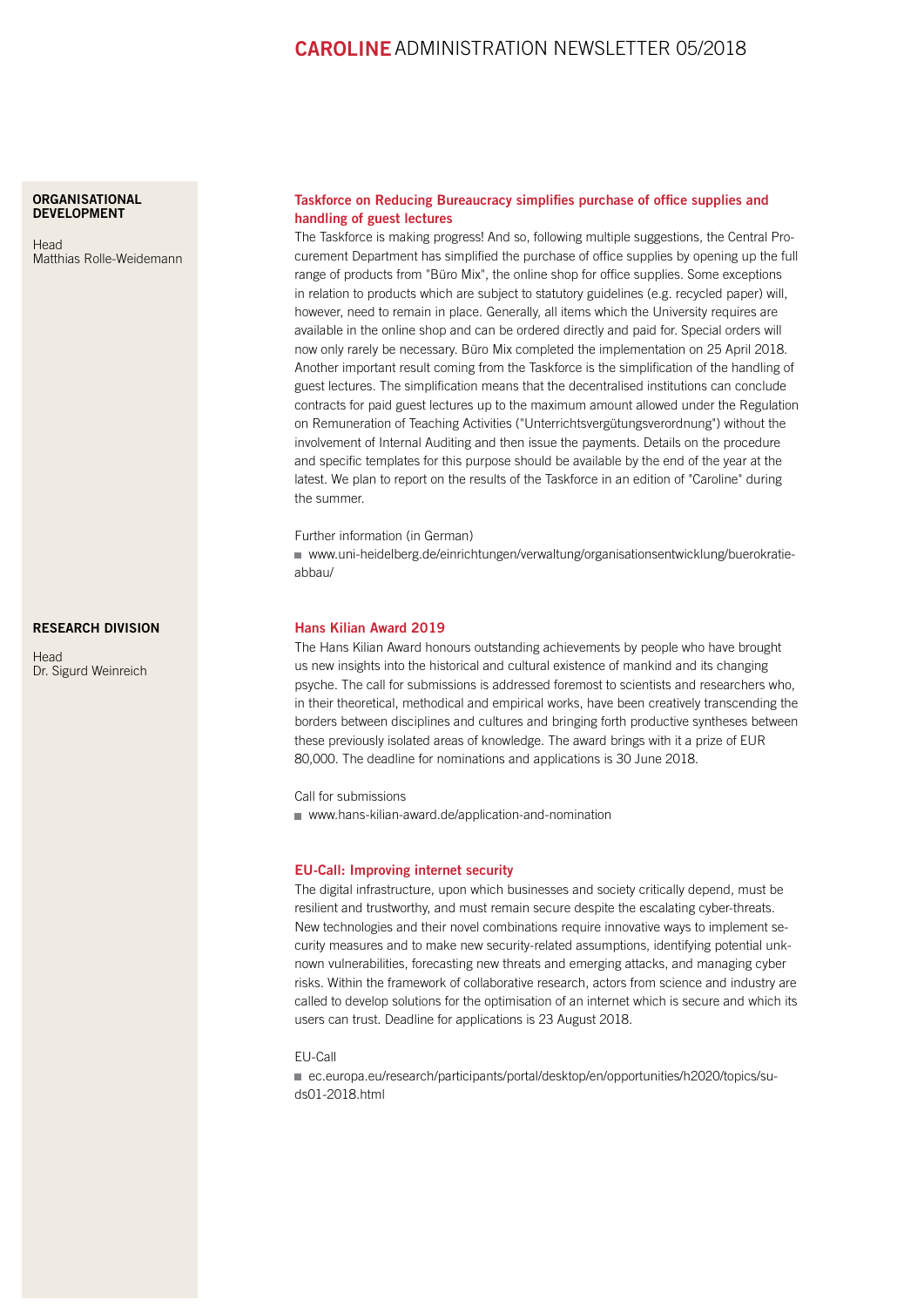**ORGANISATIONAL DEVELOPMENT**

Head
Matthias Rolle-Weidemann

### Taskforce on Reducing Bureaucracy simplifies purchase of office supplies and handling of guest lectures

The Taskforce is making progress! And so, following multiple suggestions, the Central Procurement Department has simplified the purchase of office supplies by opening up the full range of products from "Büro Mix", the online shop for office supplies. Some exceptions in relation to products which are subject to statutory guidelines (e.g. recycled paper) will, however, need to remain in place. Generally, all items which the University requires are available in the online shop and can be ordered directly and paid for. Special orders will now only rarely be necessary. Büro Mix completed the implementation on 25 April 2018. Another important result coming from the Taskforce is the simplification of the handling of guest lectures. The simplification means that the decentralised institutions can conclude contracts for paid guest lectures up to the maximum amount allowed under the Regulation on Remuneration of Teaching Activities ("Unterrichtsvergütungsverordnung") without the involvement of Internal Auditing and then issue the payments. Details on the procedure and specific templates for this purpose should be available by the end of the year at the latest. We plan to report on the results of the Taskforce in an edition of "Caroline" during the summer.

Further information (in German)

- www.uni-heidelberg.de/einrichtungen/verwaltung/organisationsentwicklung/buerokratie-abbau/

**RESEARCH DIVISION**

Head
Dr. Sigurd Weinreich

### Hans Kilian Award 2019

The Hans Kilian Award honours outstanding achievements by people who have brought us new insights into the historical and cultural existence of mankind and its changing psyche. The call for submissions is addressed foremost to scientists and researchers who, in their theoretical, methodical and empirical works, have been creatively transcending the borders between disciplines and cultures and bringing forth productive syntheses between these previously isolated areas of knowledge. The award brings with it a prize of EUR 80,000. The deadline for nominations and applications is 30 June 2018.

Call for submissions

- www.hans-kilian-award.de/application-and-nomination

### EU-Call: Improving internet security

The digital infrastructure, upon which businesses and society critically depend, must be resilient and trustworthy, and must remain secure despite the escalating cyber-threats. New technologies and their novel combinations require innovative ways to implement security measures and to make new security-related assumptions, identifying potential unknown vulnerabilities, forecasting new threats and emerging attacks, and managing cyber risks. Within the framework of collaborative research, actors from science and industry are called to develop solutions for the optimisation of an internet which is secure and which its users can trust. Deadline for applications is 23 August 2018.

EU-Call

- ec.europa.eu/research/participants/portal/desktop/en/opportunities/h2020/topics/su-ds01-2018.html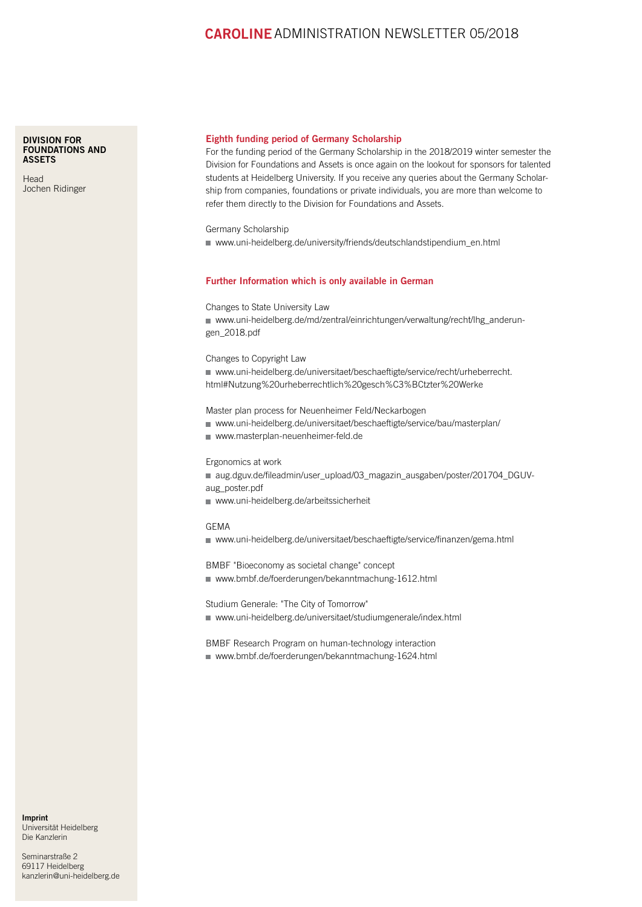**DIVISION FOR FOUNDATIONS AND ASSETS**

Head
Jochen Ridinger

## Eighth funding period of Germany Scholarship

For the funding period of the Germany Scholarship in the 2018/2019 winter semester the Division for Foundations and Assets is once again on the lookout for sponsors for talented students at Heidelberg University. If you receive any queries about the Germany Scholarship from companies, foundations or private individuals, you are more than welcome to refer them directly to the Division for Foundations and Assets.

Germany Scholarship

- www.uni-heidelberg.de/university/friends/deutschlandstipendium_en.html

## Further Information which is only available in German

Changes to State University Law

- www.uni-heidelberg.de/md/zentral/einrichtungen/verwaltung/recht/lhg_anderungen_2018.pdf

Changes to Copyright Law

- www.uni-heidelberg.de/universitaet/beschaeftigte/service/recht/urheberrecht.html#Nutzung%20urheberrechtlich%20gesch%C3%BCtzter%20Werke

Master plan process for Neuenheimer Feld/Neckarbogen

- www.uni-heidelberg.de/universitaet/beschaeftigte/service/bau/masterplan/
- www.masterplan-neuenheimer-feld.de

Ergonomics at work

- aug.dguv.de/fileadmin/user_upload/03_magazin_ausgaben/poster/201704_DGUV-aug_poster.pdf
- www.uni-heidelberg.de/arbeitssicherheit

GEMA

- www.uni-heidelberg.de/universitaet/beschaeftigte/service/finanzen/gema.html

BMBF "Bioeconomy as societal change" concept

- www.bmbf.de/foerderungen/bekanntmachung-1612.html

Studium Generale: "The City of Tomorrow"

- www.uni-heidelberg.de/universitaet/studiumgenerale/index.html

BMBF Research Program on human-technology interaction

- www.bmbf.de/foerderungen/bekanntmachung-1624.html

**Imprint**
Universität Heidelberg
Die Kanzlerin

Seminarstraße 2
69117 Heidelberg
kanzlerin@uni-heidelberg.de